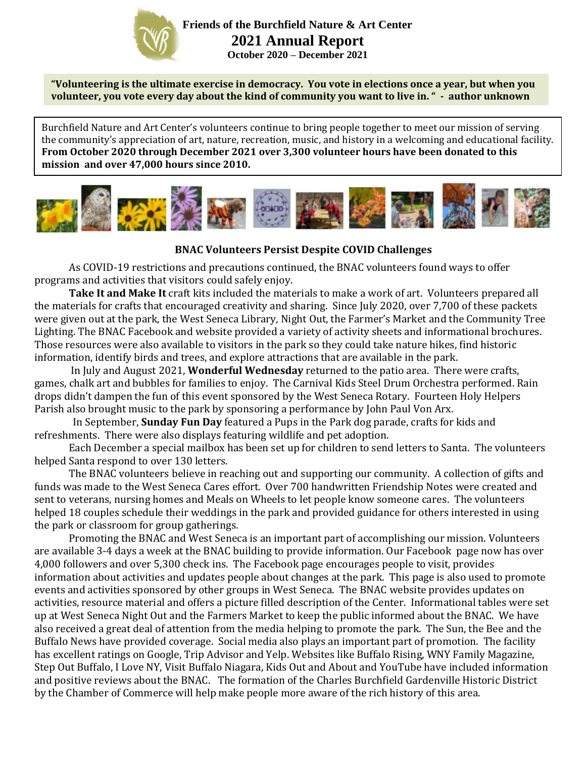**Friends of the Burchfield Nature & Art Center**

# 2021 Annual Report

**October 2020 – December 2021**

**"Volunteering is the ultimate exercise in democracy. You vote in elections once a year, but when you volunteer, you vote every day about the kind of community you want to live in. " - author unknown**

Burchfield Nature and Art Center's volunteers continue to bring people together to meet our mission of serving the community's appreciation of art, nature, recreation, music, and history in a welcoming and educational facility. **From October 2020 through December 2021 over 3,300 volunteer hours have been donated to this mission and over 47,000 hours since 2010.**

## BNAC Volunteers Persist Despite COVID Challenges

As COVID-19 restrictions and precautions continued, the BNAC volunteers found ways to offer programs and activities that visitors could safely enjoy.

**Take It and Make It** craft kits included the materials to make a work of art. Volunteers prepared all the materials for crafts that encouraged creativity and sharing. Since July 2020, over 7,700 of these packets were given out at the park, the West Seneca Library, Night Out, the Farmer's Market and the Community Tree Lighting. The BNAC Facebook and website provided a variety of activity sheets and informational brochures. Those resources were also available to visitors in the park so they could take nature hikes, find historic information, identify birds and trees, and explore attractions that are available in the park.

In July and August 2021, **Wonderful Wednesday** returned to the patio area. There were crafts, games, chalk art and bubbles for families to enjoy. The Carnival Kids Steel Drum Orchestra performed. Rain drops didn't dampen the fun of this event sponsored by the West Seneca Rotary. Fourteen Holy Helpers Parish also brought music to the park by sponsoring a performance by John Paul Von Arx.

In September, **Sunday Fun Day** featured a Pups in the Park dog parade, crafts for kids and refreshments. There were also displays featuring wildlife and pet adoption.

Each December a special mailbox has been set up for children to send letters to Santa. The volunteers helped Santa respond to over 130 letters.

The BNAC volunteers believe in reaching out and supporting our community. A collection of gifts and funds was made to the West Seneca Cares effort. Over 700 handwritten Friendship Notes were created and sent to veterans, nursing homes and Meals on Wheels to let people know someone cares. The volunteers helped 18 couples schedule their weddings in the park and provided guidance for others interested in using the park or classroom for group gatherings.

Promoting the BNAC and West Seneca is an important part of accomplishing our mission. Volunteers are available 3-4 days a week at the BNAC building to provide information. Our Facebook page now has over 4,000 followers and over 5,300 check ins. The Facebook page encourages people to visit, provides information about activities and updates people about changes at the park. This page is also used to promote events and activities sponsored by other groups in West Seneca. The BNAC website provides updates on activities, resource material and offers a picture filled description of the Center. Informational tables were set up at West Seneca Night Out and the Farmers Market to keep the public informed about the BNAC. We have also received a great deal of attention from the media helping to promote the park. The Sun, the Bee and the Buffalo News have provided coverage. Social media also plays an important part of promotion. The facility has excellent ratings on Google, Trip Advisor and Yelp. Websites like Buffalo Rising, WNY Family Magazine, Step Out Buffalo, I Love NY, Visit Buffalo Niagara, Kids Out and About and YouTube have included information and positive reviews about the BNAC. The formation of the Charles Burchfield Gardenville Historic District by the Chamber of Commerce will help make people more aware of the rich history of this area.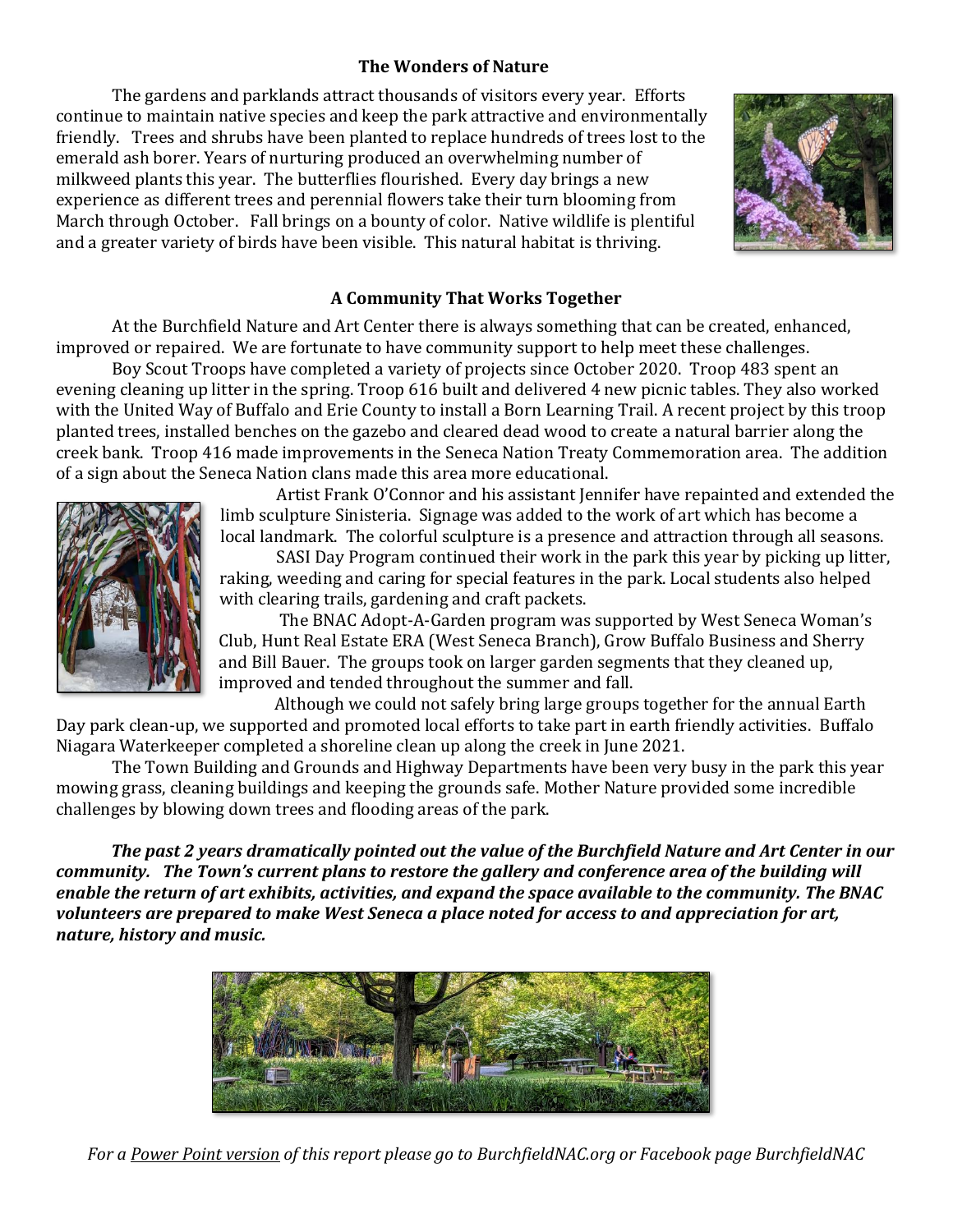## The Wonders of Nature

The gardens and parklands attract thousands of visitors every year. Efforts continue to maintain native species and keep the park attractive and environmentally friendly. Trees and shrubs have been planted to replace hundreds of trees lost to the emerald ash borer. Years of nurturing produced an overwhelming number of milkweed plants this year. The butterflies flourished. Every day brings a new experience as different trees and perennial flowers take their turn blooming from March through October. Fall brings on a bounty of color. Native wildlife is plentiful and a greater variety of birds have been visible. This natural habitat is thriving.

## A Community That Works Together

At the Burchfield Nature and Art Center there is always something that can be created, enhanced, improved or repaired. We are fortunate to have community support to help meet these challenges.

Boy Scout Troops have completed a variety of projects since October 2020. Troop 483 spent an evening cleaning up litter in the spring. Troop 616 built and delivered 4 new picnic tables. They also worked with the United Way of Buffalo and Erie County to install a Born Learning Trail. A recent project by this troop planted trees, installed benches on the gazebo and cleared dead wood to create a natural barrier along the creek bank. Troop 416 made improvements in the Seneca Nation Treaty Commemoration area. The addition of a sign about the Seneca Nation clans made this area more educational.

Artist Frank O'Connor and his assistant Jennifer have repainted and extended the limb sculpture Sinisteria. Signage was added to the work of art which has become a local landmark. The colorful sculpture is a presence and attraction through all seasons.

SASI Day Program continued their work in the park this year by picking up litter, raking, weeding and caring for special features in the park. Local students also helped with clearing trails, gardening and craft packets.

The BNAC Adopt-A-Garden program was supported by West Seneca Woman's Club, Hunt Real Estate ERA (West Seneca Branch), Grow Buffalo Business and Sherry and Bill Bauer. The groups took on larger garden segments that they cleaned up, improved and tended throughout the summer and fall.

Although we could not safely bring large groups together for the annual Earth Day park clean-up, we supported and promoted local efforts to take part in earth friendly activities. Buffalo Niagara Waterkeeper completed a shoreline clean up along the creek in June 2021.

The Town Building and Grounds and Highway Departments have been very busy in the park this year mowing grass, cleaning buildings and keeping the grounds safe. Mother Nature provided some incredible challenges by blowing down trees and flooding areas of the park.

***The past 2 years dramatically pointed out the value of the Burchfield Nature and Art Center in our community. The Town's current plans to restore the gallery and conference area of the building will enable the return of art exhibits, activities, and expand the space available to the community. The BNAC volunteers are prepared to make West Seneca a place noted for access to and appreciation for art, nature, history and music.***

*For a* <u>*Power Point version*</u> *of this report please go to BurchfieldNAC.org or Facebook page BurchfieldNAC*